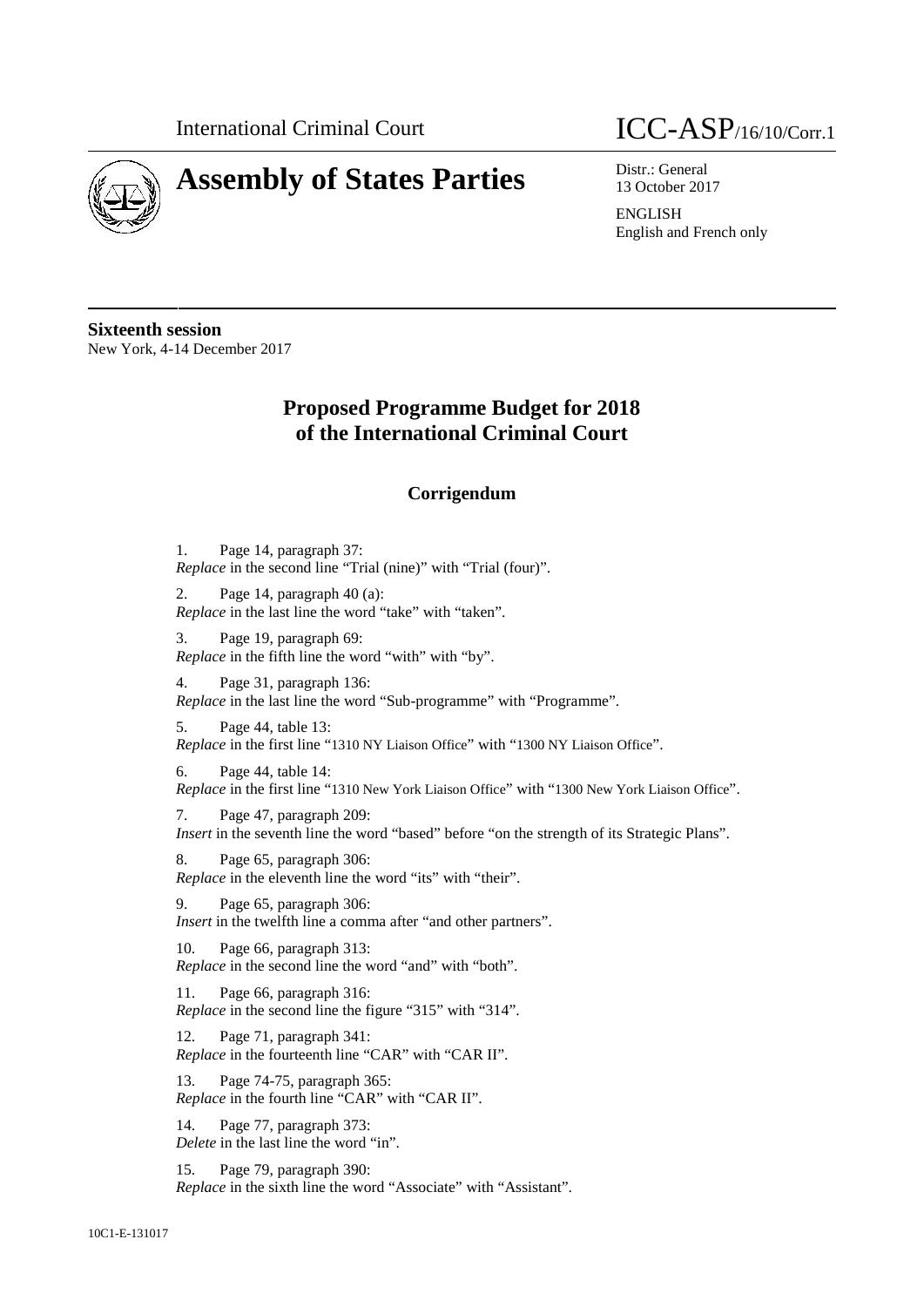International Criminal Court

# Assembly of States Parties

ICC-ASP/16/10/Corr.1

Distr.: General
13 October 2017

ENGLISH
English and French only

**Sixteenth session**
New York, 4-14 December 2017

## Proposed Programme Budget for 2018 of the International Criminal Court

### Corrigendum

1. Page 14, paragraph 37:
*Replace* in the second line "Trial (nine)" with "Trial (four)".

2. Page 14, paragraph 40 (a):
*Replace* in the last line the word "take" with "taken".

3. Page 19, paragraph 69:
*Replace* in the fifth line the word "with" with "by".

4. Page 31, paragraph 136:
*Replace* in the last line the word "Sub-programme" with "Programme".

5. Page 44, table 13:
*Replace* in the first line "1310 NY Liaison Office" with "1300 NY Liaison Office".

6. Page 44, table 14:
*Replace* in the first line "1310 New York Liaison Office" with "1300 New York Liaison Office".

7. Page 47, paragraph 209:
*Insert* in the seventh line the word "based" before "on the strength of its Strategic Plans".

8. Page 65, paragraph 306:
*Replace* in the eleventh line the word "its" with "their".

9. Page 65, paragraph 306:
*Insert* in the twelfth line a comma after "and other partners".

10. Page 66, paragraph 313:
*Replace* in the second line the word "and" with "both".

11. Page 66, paragraph 316:
*Replace* in the second line the figure "315" with "314".

12. Page 71, paragraph 341:
*Replace* in the fourteenth line "CAR" with "CAR II".

13. Page 74-75, paragraph 365:
*Replace* in the fourth line "CAR" with "CAR II".

14. Page 77, paragraph 373:
*Delete* in the last line the word "in".

15. Page 79, paragraph 390:
*Replace* in the sixth line the word "Associate" with "Assistant".

10C1-E-131017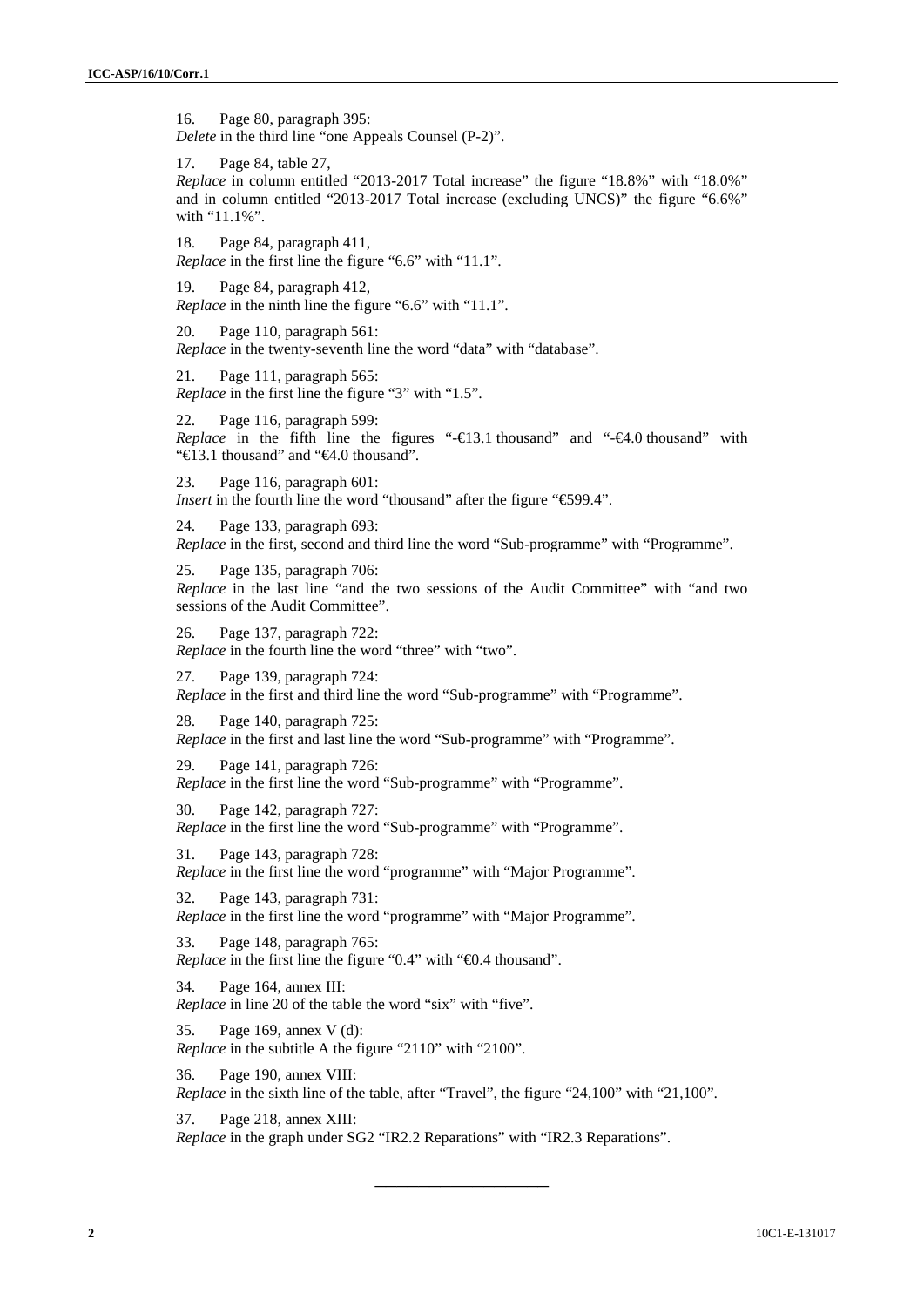16. Page 80, paragraph 395:
*Delete* in the third line "one Appeals Counsel (P-2)".

17. Page 84, table 27,
*Replace* in column entitled "2013-2017 Total increase" the figure "18.8%" with "18.0%" and in column entitled "2013-2017 Total increase (excluding UNCS)" the figure "6.6%" with "11.1%".

18. Page 84, paragraph 411,
*Replace* in the first line the figure "6.6" with "11.1".

19. Page 84, paragraph 412,
*Replace* in the ninth line the figure "6.6" with "11.1".

20. Page 110, paragraph 561:
*Replace* in the twenty-seventh line the word "data" with "database".

21. Page 111, paragraph 565:
*Replace* in the first line the figure "3" with "1.5".

22. Page 116, paragraph 599:
*Replace* in the fifth line the figures "-€13.1 thousand" and "-€4.0 thousand" with "€13.1 thousand" and "€4.0 thousand".

23. Page 116, paragraph 601:
*Insert* in the fourth line the word "thousand" after the figure "€599.4".

24. Page 133, paragraph 693:
*Replace* in the first, second and third line the word "Sub-programme" with "Programme".

25. Page 135, paragraph 706:
*Replace* in the last line "and the two sessions of the Audit Committee" with "and two sessions of the Audit Committee".

26. Page 137, paragraph 722:
*Replace* in the fourth line the word "three" with "two".

27. Page 139, paragraph 724:
*Replace* in the first and third line the word "Sub-programme" with "Programme".

28. Page 140, paragraph 725:
*Replace* in the first and last line the word "Sub-programme" with "Programme".

29. Page 141, paragraph 726:
*Replace* in the first line the word "Sub-programme" with "Programme".

30. Page 142, paragraph 727:
*Replace* in the first line the word "Sub-programme" with "Programme".

31. Page 143, paragraph 728:
*Replace* in the first line the word "programme" with "Major Programme".

32. Page 143, paragraph 731:
*Replace* in the first line the word "programme" with "Major Programme".

33. Page 148, paragraph 765:
*Replace* in the first line the figure "0.4" with "€0.4 thousand".

34. Page 164, annex III:
*Replace* in line 20 of the table the word "six" with "five".

35. Page 169, annex V (d):
*Replace* in the subtitle A the figure "2110" with "2100".

36. Page 190, annex VIII:
*Replace* in the sixth line of the table, after "Travel", the figure "24,100" with "21,100".

37. Page 218, annex XIII:
*Replace* in the graph under SG2 "IR2.2 Reparations" with "IR2.3 Reparations".